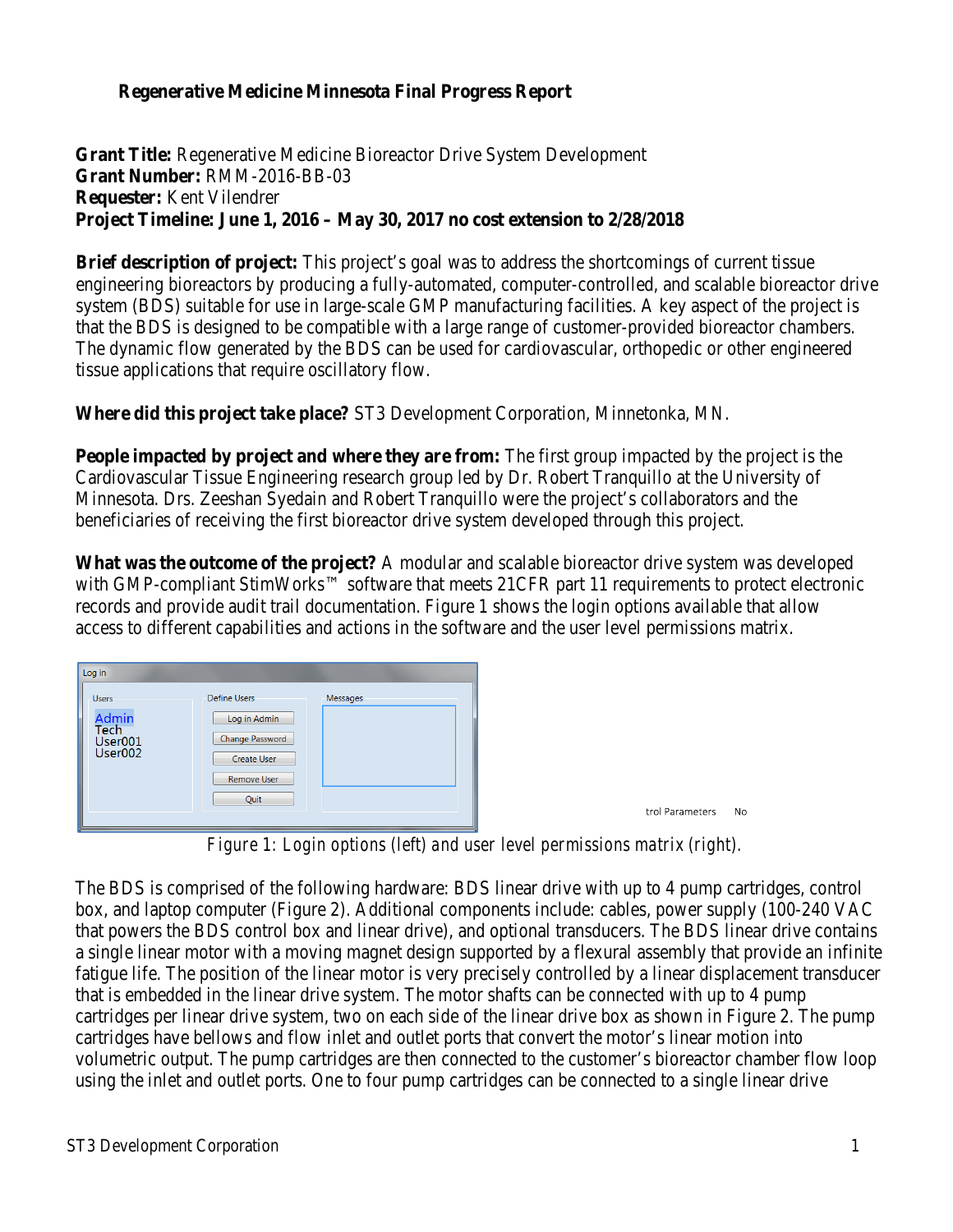# Regenerative Medicine Minnesota Final Progress Report

**Grant Title:** Regenerative Medicine Bioreactor Drive System Development
**Grant Number:** RMM-2016-BB-03
**Requester:** Kent Vilendrer
**Project Timeline: June 1, 2016 – May 30, 2017 no cost extension to 2/28/2018**

**Brief description of project:** This project's goal was to address the shortcomings of current tissue engineering bioreactors by producing a fully-automated, computer-controlled, and scalable bioreactor drive system (BDS) suitable for use in large-scale GMP manufacturing facilities. A key aspect of the project is that the BDS is designed to be compatible with a large range of customer-provided bioreactor chambers. The dynamic flow generated by the BDS can be used for cardiovascular, orthopedic or other engineered tissue applications that require oscillatory flow.

**Where did this project take place?** ST3 Development Corporation, Minnetonka, MN.

**People impacted by project and where they are from:** The first group impacted by the project is the Cardiovascular Tissue Engineering research group led by Dr. Robert Tranquillo at the University of Minnesota. Drs. Zeeshan Syedain and Robert Tranquillo were the project's collaborators and the beneficiaries of receiving the first bioreactor drive system developed through this project.

**What was the outcome of the project?** A modular and scalable bioreactor drive system was developed with GMP-compliant StimWorks™ software that meets 21CFR part 11 requirements to protect electronic records and provide audit trail documentation. Figure 1 shows the login options available that allow access to different capabilities and actions in the software and the user level permissions matrix.

Log in

Users: Admin, Tech, User001, User002

Define Users: Log in Admin, Change Password, Create User, Remove User, Quit

Messages

trol Parameters No

*Figure 1: Login options (left) and user level permissions matrix (right).*

The BDS is comprised of the following hardware: BDS linear drive with up to 4 pump cartridges, control box, and laptop computer (Figure 2). Additional components include: cables, power supply (100-240 VAC that powers the BDS control box and linear drive), and optional transducers. The BDS linear drive contains a single linear motor with a moving magnet design supported by a flexural assembly that provide an infinite fatigue life. The position of the linear motor is very precisely controlled by a linear displacement transducer that is embedded in the linear drive system. The motor shafts can be connected with up to 4 pump cartridges per linear drive system, two on each side of the linear drive box as shown in Figure 2. The pump cartridges have bellows and flow inlet and outlet ports that convert the motor's linear motion into volumetric output. The pump cartridges are then connected to the customer's bioreactor chamber flow loop using the inlet and outlet ports. One to four pump cartridges can be connected to a single linear drive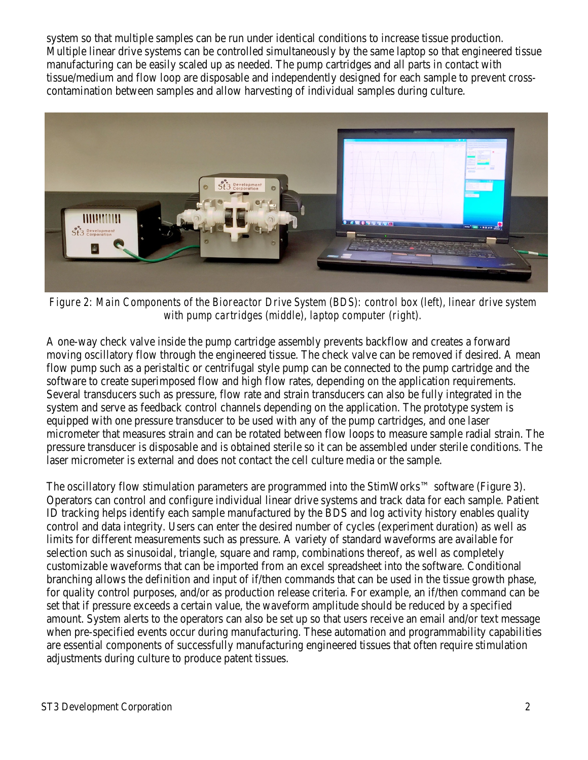system so that multiple samples can be run under identical conditions to increase tissue production. Multiple linear drive systems can be controlled simultaneously by the same laptop so that engineered tissue manufacturing can be easily scaled up as needed. The pump cartridges and all parts in contact with tissue/medium and flow loop are disposable and independently designed for each sample to prevent cross-contamination between samples and allow harvesting of individual samples during culture.

*Figure 2: Main Components of the Bioreactor Drive System (BDS): control box (left), linear drive system with pump cartridges (middle), laptop computer (right).*

A one-way check valve inside the pump cartridge assembly prevents backflow and creates a forward moving oscillatory flow through the engineered tissue. The check valve can be removed if desired. A mean flow pump such as a peristaltic or centrifugal style pump can be connected to the pump cartridge and the software to create superimposed flow and high flow rates, depending on the application requirements. Several transducers such as pressure, flow rate and strain transducers can also be fully integrated in the system and serve as feedback control channels depending on the application. The prototype system is equipped with one pressure transducer to be used with any of the pump cartridges, and one laser micrometer that measures strain and can be rotated between flow loops to measure sample radial strain. The pressure transducer is disposable and is obtained sterile so it can be assembled under sterile conditions. The laser micrometer is external and does not contact the cell culture media or the sample.

The oscillatory flow stimulation parameters are programmed into the StimWorks™ software (Figure 3). Operators can control and configure individual linear drive systems and track data for each sample. Patient ID tracking helps identify each sample manufactured by the BDS and log activity history enables quality control and data integrity. Users can enter the desired number of cycles (experiment duration) as well as limits for different measurements such as pressure. A variety of standard waveforms are available for selection such as sinusoidal, triangle, square and ramp, combinations thereof, as well as completely customizable waveforms that can be imported from an excel spreadsheet into the software. Conditional branching allows the definition and input of if/then commands that can be used in the tissue growth phase, for quality control purposes, and/or as production release criteria. For example, an if/then command can be set that if pressure exceeds a certain value, the waveform amplitude should be reduced by a specified amount. System alerts to the operators can also be set up so that users receive an email and/or text message when pre-specified events occur during manufacturing. These automation and programmability capabilities are essential components of successfully manufacturing engineered tissues that often require stimulation adjustments during culture to produce patent tissues.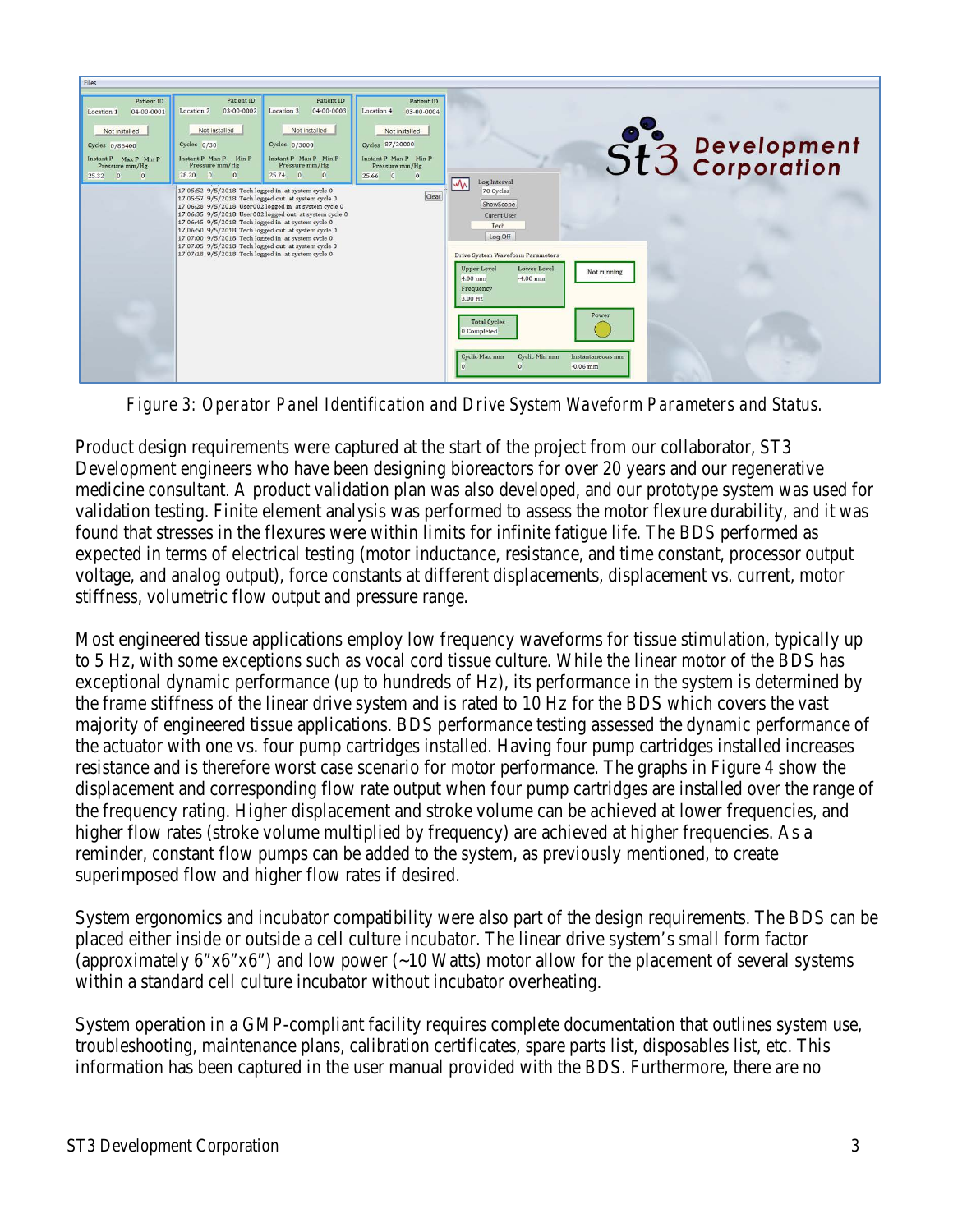Figure 3: Operator Panel Identification and Drive System Waveform Parameters and Status.

Product design requirements were captured at the start of the project from our collaborator, ST3 Development engineers who have been designing bioreactors for over 20 years and our regenerative medicine consultant. A product validation plan was also developed, and our prototype system was used for validation testing. Finite element analysis was performed to assess the motor flexure durability, and it was found that stresses in the flexures were within limits for infinite fatigue life. The BDS performed as expected in terms of electrical testing (motor inductance, resistance, and time constant, processor output voltage, and analog output), force constants at different displacements, displacement vs. current, motor stiffness, volumetric flow output and pressure range.

Most engineered tissue applications employ low frequency waveforms for tissue stimulation, typically up to 5 Hz, with some exceptions such as vocal cord tissue culture. While the linear motor of the BDS has exceptional dynamic performance (up to hundreds of Hz), its performance in the system is determined by the frame stiffness of the linear drive system and is rated to 10 Hz for the BDS which covers the vast majority of engineered tissue applications. BDS performance testing assessed the dynamic performance of the actuator with one vs. four pump cartridges installed. Having four pump cartridges installed increases resistance and is therefore worst case scenario for motor performance. The graphs in Figure 4 show the displacement and corresponding flow rate output when four pump cartridges are installed over the range of the frequency rating. Higher displacement and stroke volume can be achieved at lower frequencies, and higher flow rates (stroke volume multiplied by frequency) are achieved at higher frequencies. As a reminder, constant flow pumps can be added to the system, as previously mentioned, to create superimposed flow and higher flow rates if desired.

System ergonomics and incubator compatibility were also part of the design requirements. The BDS can be placed either inside or outside a cell culture incubator. The linear drive system's small form factor (approximately 6"x6"x6") and low power (~10 Watts) motor allow for the placement of several systems within a standard cell culture incubator without incubator overheating.

System operation in a GMP-compliant facility requires complete documentation that outlines system use, troubleshooting, maintenance plans, calibration certificates, spare parts list, disposables list, etc. This information has been captured in the user manual provided with the BDS. Furthermore, there are no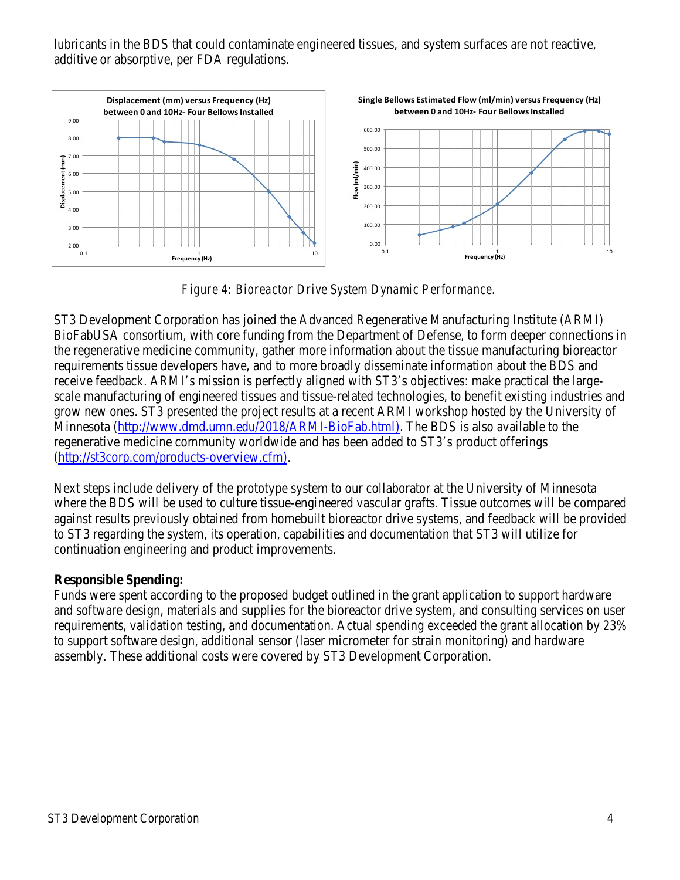lubricants in the BDS that could contaminate engineered tissues, and system surfaces are not reactive, additive or absorptive, per FDA regulations.

Displacement (mm) versus Frequency (Hz) between 0 and 10Hz- Four Bellows Installed

Displacement (mm)

9.00
8.00
7.00
6.00
5.00
4.00
3.00
2.00

0.1
1
10

Frequency (Hz)

Single Bellows Estimated Flow (ml/min) versus Frequency (Hz) between 0 and 10Hz- Four Bellows Installed

Flow (ml/min)

600.00
500.00
400.00
300.00
200.00
100.00
0.00

0.1
1
10

Frequency (Hz)

*Figure 4: Bioreactor Drive System Dynamic Performance.*

ST3 Development Corporation has joined the Advanced Regenerative Manufacturing Institute (ARMI) BioFabUSA consortium, with core funding from the Department of Defense, to form deeper connections in the regenerative medicine community, gather more information about the tissue manufacturing bioreactor requirements tissue developers have, and to more broadly disseminate information about the BDS and receive feedback. ARMI's mission is perfectly aligned with ST3's objectives: make practical the large-scale manufacturing of engineered tissues and tissue-related technologies, to benefit existing industries and grow new ones. ST3 presented the project results at a recent ARMI workshop hosted by the University of Minnesota (http://www.dmd.umn.edu/2018/ARMI-BioFab.html). The BDS is also available to the regenerative medicine community worldwide and has been added to ST3's product offerings (http://st3corp.com/products-overview.cfm).

Next steps include delivery of the prototype system to our collaborator at the University of Minnesota where the BDS will be used to culture tissue-engineered vascular grafts. Tissue outcomes will be compared against results previously obtained from homebuilt bioreactor drive systems, and feedback will be provided to ST3 regarding the system, its operation, capabilities and documentation that ST3 will utilize for continuation engineering and product improvements.

**Responsible Spending:**

Funds were spent according to the proposed budget outlined in the grant application to support hardware and software design, materials and supplies for the bioreactor drive system, and consulting services on user requirements, validation testing, and documentation. Actual spending exceeded the grant allocation by 23% to support software design, additional sensor (laser micrometer for strain monitoring) and hardware assembly. These additional costs were covered by ST3 Development Corporation.